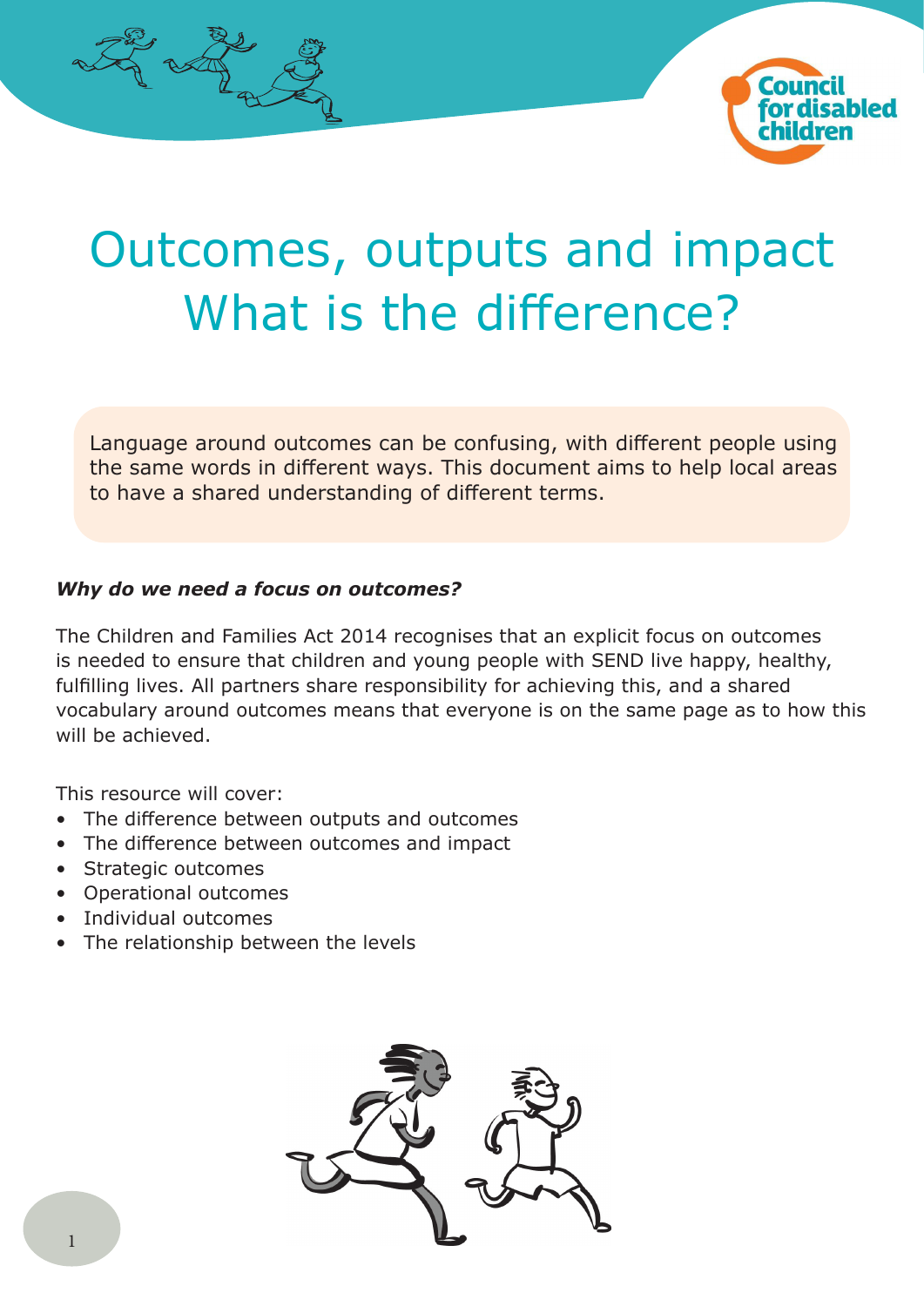# Outcomes, outputs and impact What is the difference?

Language around outcomes can be confusing, with different people using the same words in different ways. This document aims to help local areas to have a shared understanding of different terms.

***Why do we need a focus on outcomes?***

The Children and Families Act 2014 recognises that an explicit focus on outcomes is needed to ensure that children and young people with SEND live happy, healthy, fulfilling lives. All partners share responsibility for achieving this, and a shared vocabulary around outcomes means that everyone is on the same page as to how this will be achieved.

This resource will cover:

- The difference between outputs and outcomes
- The difference between outcomes and impact
- Strategic outcomes
- Operational outcomes
- Individual outcomes
- The relationship between the levels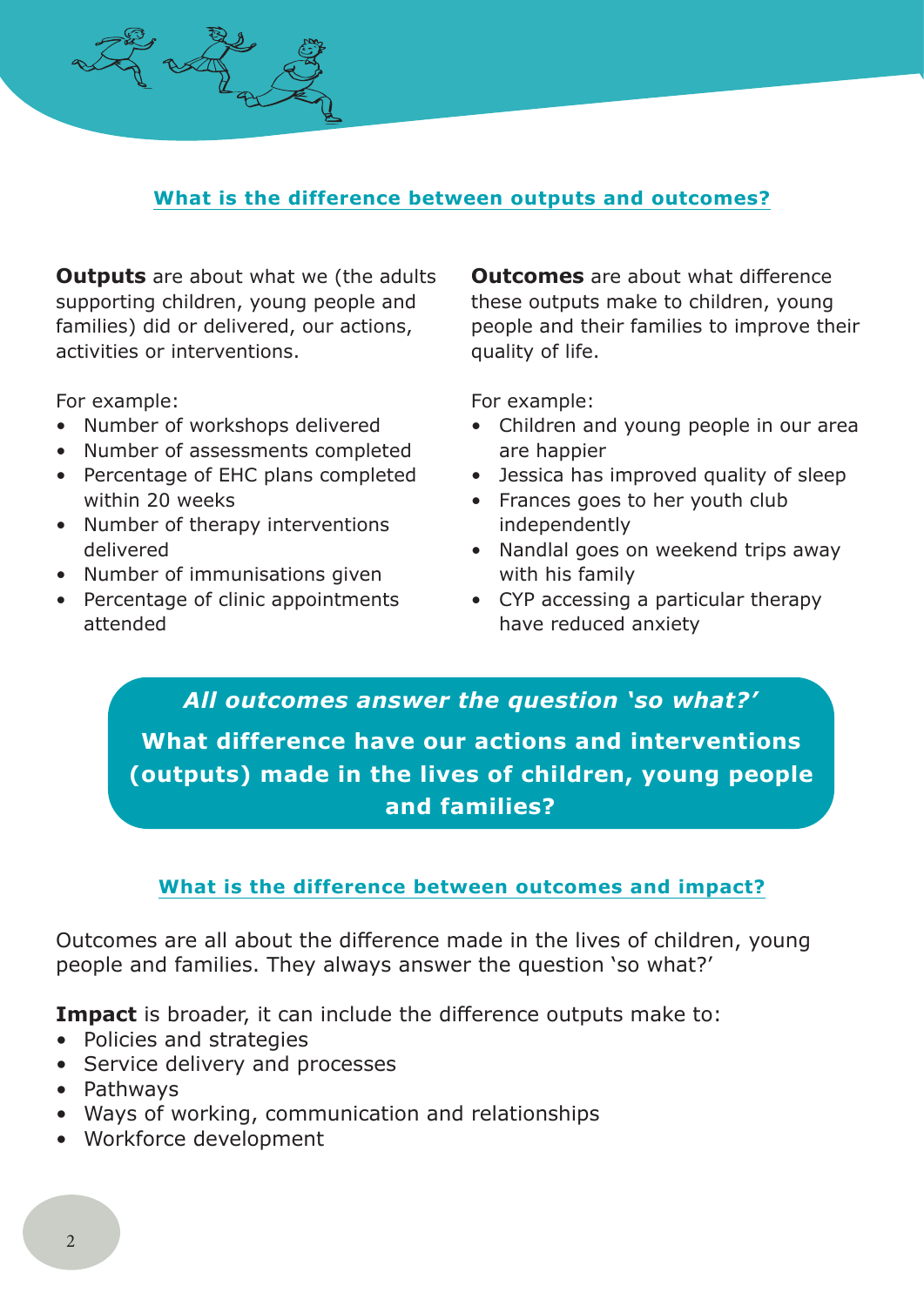## What is the difference between outputs and outcomes?

**Outputs** are about what we (the adults supporting children, young people and families) did or delivered, our actions, activities or interventions.

For example:

- Number of workshops delivered
- Number of assessments completed
- Percentage of EHC plans completed within 20 weeks
- Number of therapy interventions delivered
- Number of immunisations given
- Percentage of clinic appointments attended

**Outcomes** are about what difference these outputs make to children, young people and their families to improve their quality of life.

For example:

- Children and young people in our area are happier
- Jessica has improved quality of sleep
- Frances goes to her youth club independently
- Nandlal goes on weekend trips away with his family
- CYP accessing a particular therapy have reduced anxiety

***All outcomes answer the question 'so what?'***

**What difference have our actions and interventions (outputs) made in the lives of children, young people and families?**

## What is the difference between outcomes and impact?

Outcomes are all about the difference made in the lives of children, young people and families. They always answer the question 'so what?'

**Impact** is broader, it can include the difference outputs make to:

- Policies and strategies
- Service delivery and processes
- Pathways
- Ways of working, communication and relationships
- Workforce development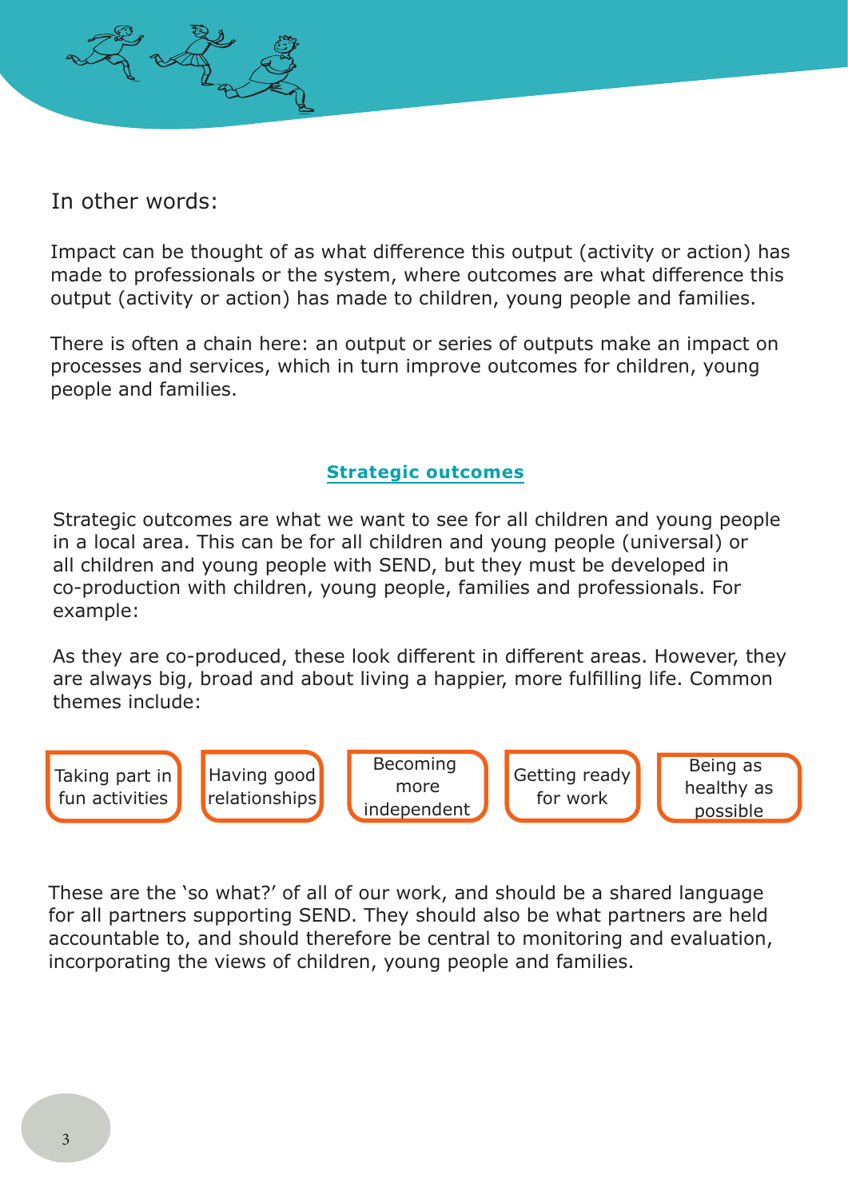In other words:

Impact can be thought of as what difference this output (activity or action) has made to professionals or the system, where outcomes are what difference this output (activity or action) has made to children, young people and families.

There is often a chain here: an output or series of outputs make an impact on processes and services, which in turn improve outcomes for children, young people and families.

## Strategic outcomes

Strategic outcomes are what we want to see for all children and young people in a local area. This can be for all children and young people (universal) or all children and young people with SEND, but they must be developed in co-production with children, young people, families and professionals. For example:

As they are co-produced, these look different in different areas. However, they are always big, broad and about living a happier, more fulfilling life. Common themes include:

- Taking part in fun activities
- Having good relationships
- Becoming more independent
- Getting ready for work
- Being as healthy as possible

These are the 'so what?' of all of our work, and should be a shared language for all partners supporting SEND. They should also be what partners are held accountable to, and should therefore be central to monitoring and evaluation, incorporating the views of children, young people and families.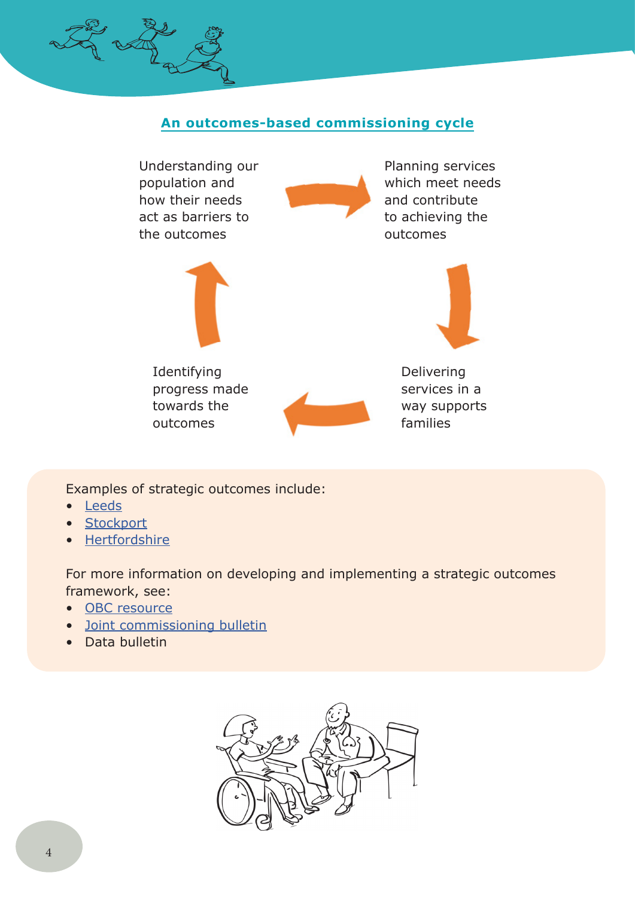## An outcomes-based commissioning cycle

Understanding our population and how their needs act as barriers to the outcomes

Planning services which meet needs and contribute to achieving the outcomes

Delivering services in a way supports families

Identifying progress made towards the outcomes

Examples of strategic outcomes include:

- Leeds
- Stockport
- Hertfordshire

For more information on developing and implementing a strategic outcomes framework, see:

- OBC resource
- Joint commissioning bulletin
- Data bulletin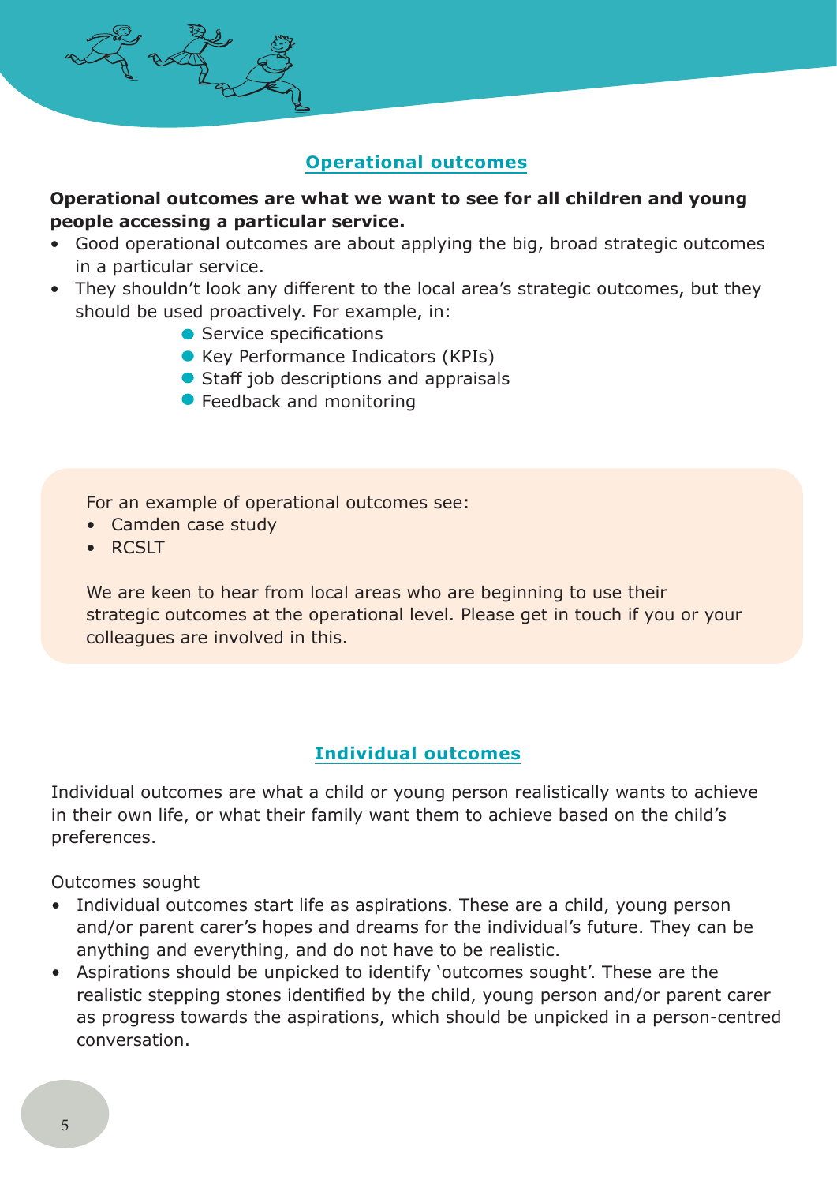## Operational outcomes

**Operational outcomes are what we want to see for all children and young people accessing a particular service.**

- Good operational outcomes are about applying the big, broad strategic outcomes in a particular service.
- They shouldn't look any different to the local area's strategic outcomes, but they should be used proactively. For example, in:
  - Service specifications
  - Key Performance Indicators (KPIs)
  - Staff job descriptions and appraisals
  - Feedback and monitoring

For an example of operational outcomes see:

- Camden case study
- RCSLT

We are keen to hear from local areas who are beginning to use their strategic outcomes at the operational level. Please get in touch if you or your colleagues are involved in this.

## Individual outcomes

Individual outcomes are what a child or young person realistically wants to achieve in their own life, or what their family want them to achieve based on the child's preferences.

Outcomes sought

- Individual outcomes start life as aspirations. These are a child, young person and/or parent carer's hopes and dreams for the individual's future. They can be anything and everything, and do not have to be realistic.
- Aspirations should be unpicked to identify 'outcomes sought'. These are the realistic stepping stones identified by the child, young person and/or parent carer as progress towards the aspirations, which should be unpicked in a person-centred conversation.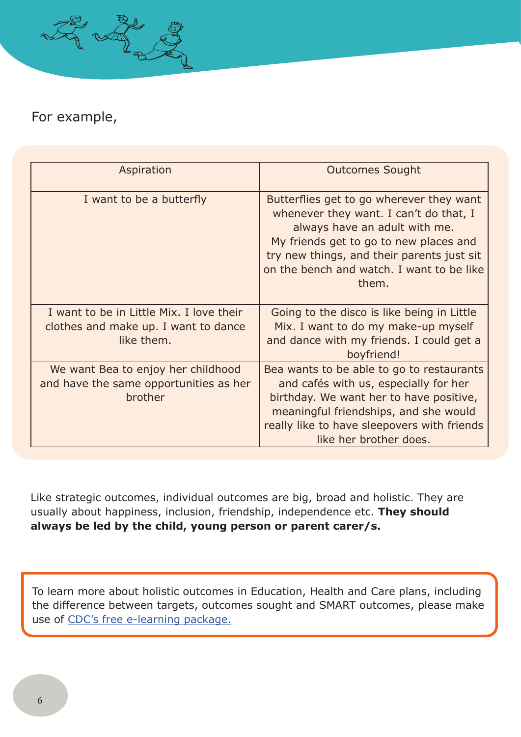For example,

| Aspiration | Outcomes Sought |
|---|---|
| I want to be a butterfly | Butterflies get to go wherever they want whenever they want. I can't do that, I always have an adult with me. My friends get to go to new places and try new things, and their parents just sit on the bench and watch. I want to be like them. |
| I want to be in Little Mix. I love their clothes and make up. I want to dance like them. | Going to the disco is like being in Little Mix. I want to do my make-up myself and dance with my friends. I could get a boyfriend! |
| We want Bea to enjoy her childhood and have the same opportunities as her brother | Bea wants to be able to go to restaurants and cafés with us, especially for her birthday. We want her to have positive, meaningful friendships, and she would really like to have sleepovers with friends like her brother does. |

Like strategic outcomes, individual outcomes are big, broad and holistic. They are usually about happiness, inclusion, friendship, independence etc. **They should always be led by the child, young person or parent carer/s.**

To learn more about holistic outcomes in Education, Health and Care plans, including the difference between targets, outcomes sought and SMART outcomes, please make use of [CDC's free e-learning package.]()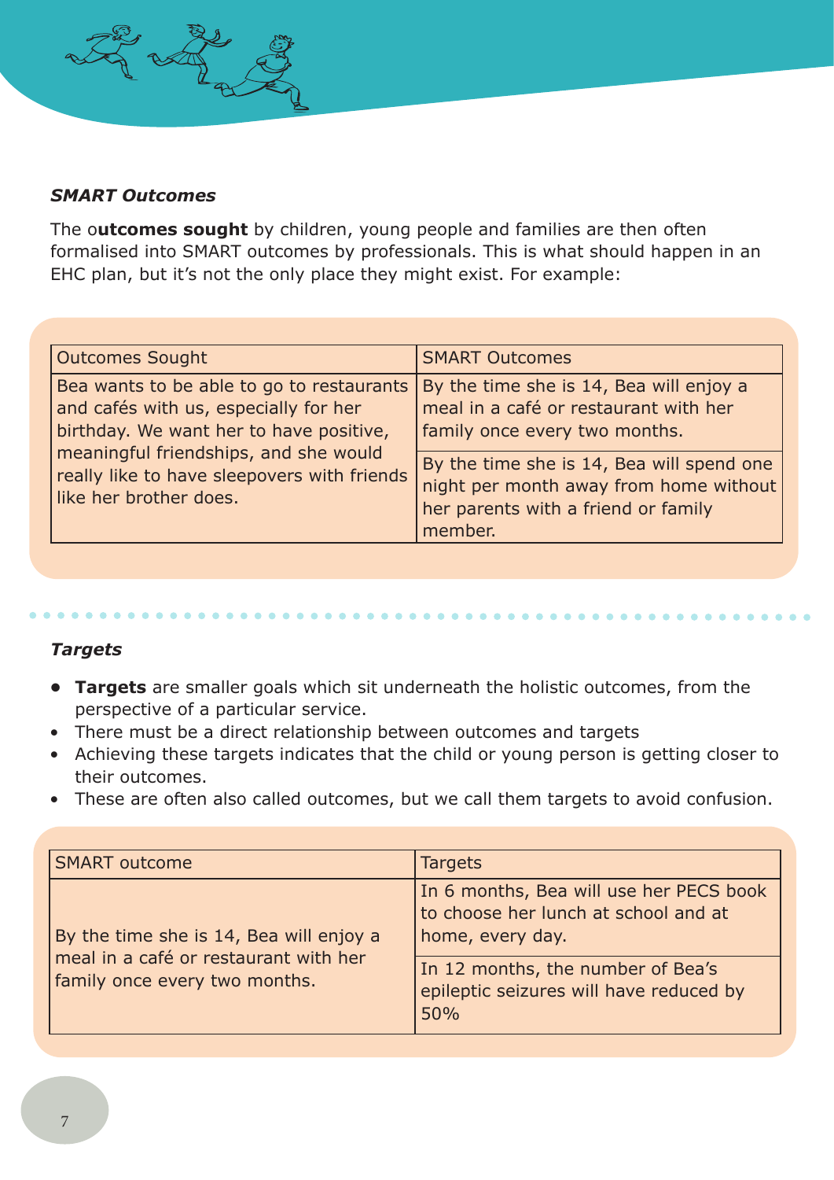***SMART Outcomes***

The o**utcomes sought** by children, young people and families are then often formalised into SMART outcomes by professionals. This is what should happen in an EHC plan, but it's not the only place they might exist. For example:

| Outcomes Sought | SMART Outcomes |
|---|---|
| Bea wants to be able to go to restaurants and cafés with us, especially for her birthday. We want her to have positive, meaningful friendships, and she would really like to have sleepovers with friends like her brother does. | By the time she is 14, Bea will enjoy a meal in a café or restaurant with her family once every two months. |
| | By the time she is 14, Bea will spend one night per month away from home without her parents with a friend or family member. |

***Targets***

- **Targets** are smaller goals which sit underneath the holistic outcomes, from the perspective of a particular service.
- There must be a direct relationship between outcomes and targets
- Achieving these targets indicates that the child or young person is getting closer to their outcomes.
- These are often also called outcomes, but we call them targets to avoid confusion.

| SMART outcome | Targets |
|---|---|
| By the time she is 14, Bea will enjoy a meal in a café or restaurant with her family once every two months. | In 6 months, Bea will use her PECS book to choose her lunch at school and at home, every day. |
| | In 12 months, the number of Bea's epileptic seizures will have reduced by 50% |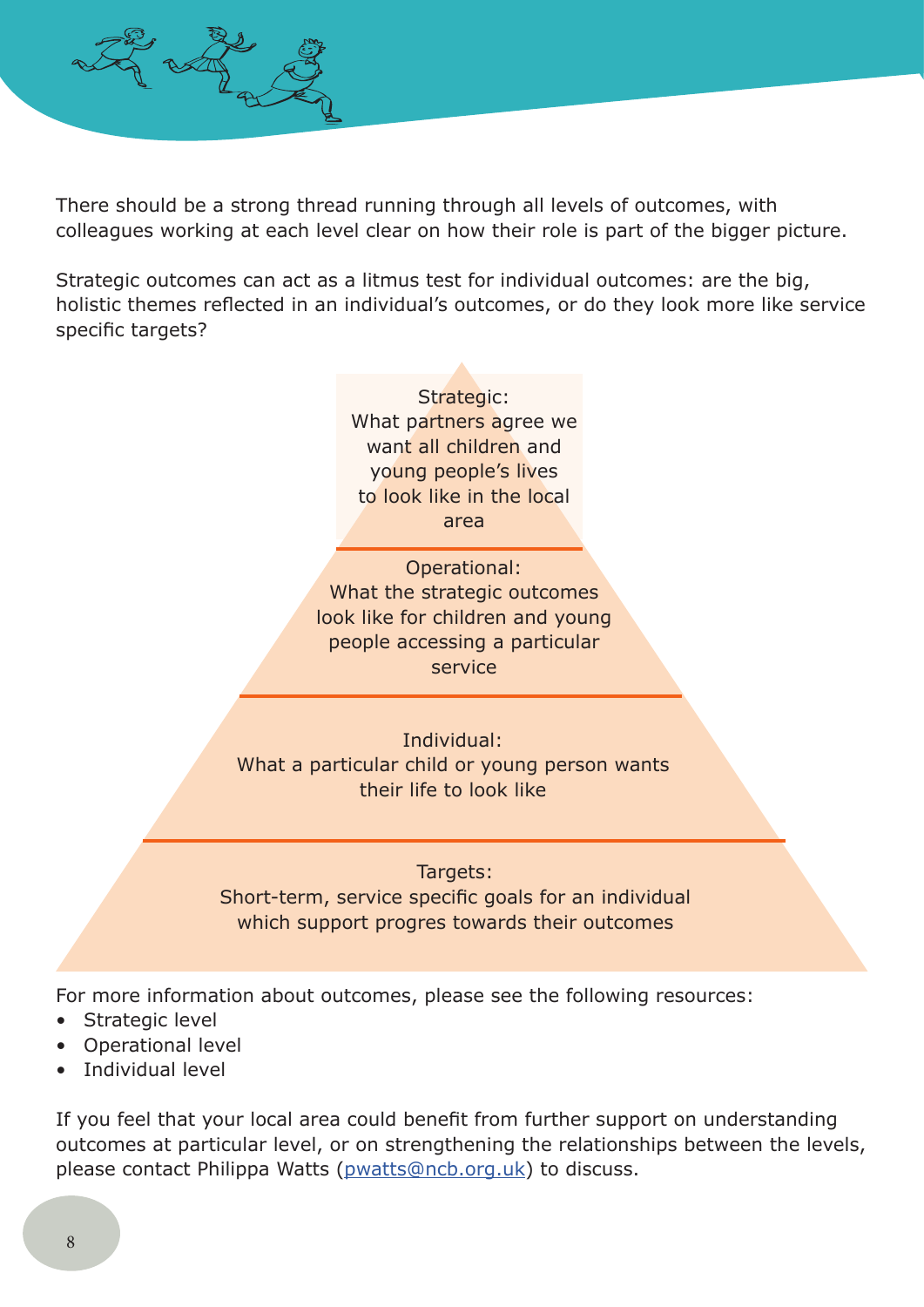There should be a strong thread running through all levels of outcomes, with colleagues working at each level clear on how their role is part of the bigger picture.

Strategic outcomes can act as a litmus test for individual outcomes: are the big, holistic themes reflected in an individual's outcomes, or do they look more like service specific targets?

Strategic:
What partners agree we want all children and young people's lives to look like in the local area

Operational:
What the strategic outcomes look like for children and young people accessing a particular service

Individual:
What a particular child or young person wants their life to look like

Targets:
Short-term, service specific goals for an individual which support progres towards their outcomes

For more information about outcomes, please see the following resources:

- Strategic level
- Operational level
- Individual level

If you feel that your local area could benefit from further support on understanding outcomes at particular level, or on strengthening the relationships between the levels, please contact Philippa Watts (pwatts@ncb.org.uk) to discuss.